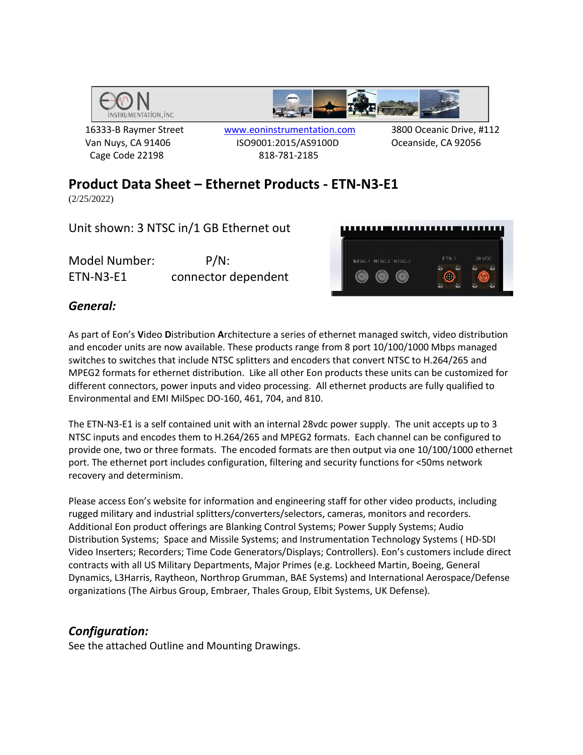16333-B Raymer Street
Van Nuys, CA 91406
Cage Code 22198

www.eoninstrumentation.com
ISO9001:2015/AS9100D
818-781-2185

3800 Oceanic Drive, #112
Oceanside, CA 92056

# Product Data Sheet – Ethernet Products - ETN-N3-E1

(2/25/2022)

Unit shown: 3 NTSC in/1 GB Ethernet out

| Model Number: | P/N: |
|---|---|
| ETN-N3-E1 | connector dependent |

## *General:*

As part of Eon's **V**ideo **D**istribution **A**rchitecture a series of ethernet managed switch, video distribution and encoder units are now available. These products range from 8 port 10/100/1000 Mbps managed switches to switches that include NTSC splitters and encoders that convert NTSC to H.264/265 and MPEG2 formats for ethernet distribution. Like all other Eon products these units can be customized for different connectors, power inputs and video processing. All ethernet products are fully qualified to Environmental and EMI MilSpec DO-160, 461, 704, and 810.

The ETN-N3-E1 is a self contained unit with an internal 28vdc power supply. The unit accepts up to 3 NTSC inputs and encodes them to H.264/265 and MPEG2 formats. Each channel can be configured to provide one, two or three formats. The encoded formats are then output via one 10/100/1000 ethernet port. The ethernet port includes configuration, filtering and security functions for <50ms network recovery and determinism.

Please access Eon's website for information and engineering staff for other video products, including rugged military and industrial splitters/converters/selectors, cameras, monitors and recorders. Additional Eon product offerings are Blanking Control Systems; Power Supply Systems; Audio Distribution Systems; Space and Missile Systems; and Instrumentation Technology Systems ( HD-SDI Video Inserters; Recorders; Time Code Generators/Displays; Controllers). Eon's customers include direct contracts with all US Military Departments, Major Primes (e.g. Lockheed Martin, Boeing, General Dynamics, L3Harris, Raytheon, Northrop Grumman, BAE Systems) and International Aerospace/Defense organizations (The Airbus Group, Embraer, Thales Group, Elbit Systems, UK Defense).

## *Configuration:*

See the attached Outline and Mounting Drawings.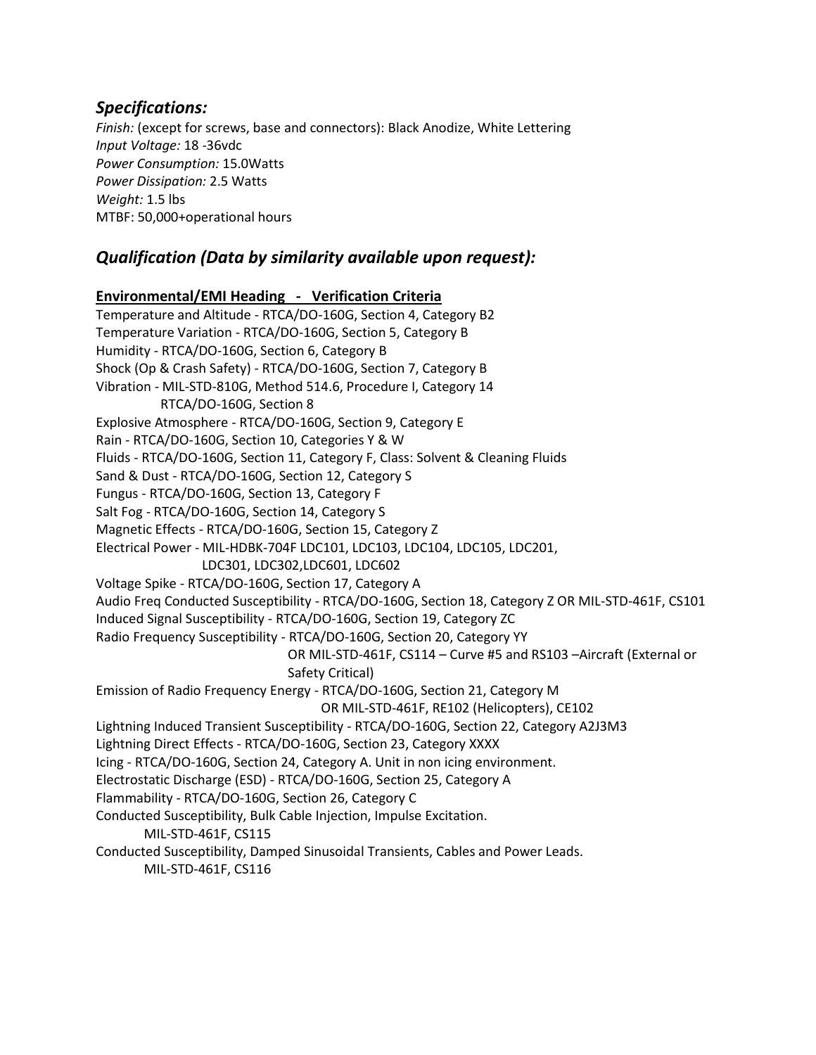## *Specifications:*

*Finish:* (except for screws, base and connectors): Black Anodize, White Lettering
*Input Voltage:* 18 -36vdc
*Power Consumption:* 15.0Watts
*Power Dissipation:* 2.5 Watts
*Weight:* 1.5 lbs
MTBF: 50,000+operational hours

## *Qualification (Data by similarity available upon request):*

**Environmental/EMI Heading - Verification Criteria**

Temperature and Altitude - RTCA/DO-160G, Section 4, Category B2
Temperature Variation - RTCA/DO-160G, Section 5, Category B
Humidity - RTCA/DO-160G, Section 6, Category B
Shock (Op & Crash Safety) - RTCA/DO-160G, Section 7, Category B
Vibration - MIL-STD-810G, Method 514.6, Procedure I, Category 14
RTCA/DO-160G, Section 8
Explosive Atmosphere - RTCA/DO-160G, Section 9, Category E
Rain - RTCA/DO-160G, Section 10, Categories Y & W
Fluids - RTCA/DO-160G, Section 11, Category F, Class: Solvent & Cleaning Fluids
Sand & Dust - RTCA/DO-160G, Section 12, Category S
Fungus - RTCA/DO-160G, Section 13, Category F
Salt Fog - RTCA/DO-160G, Section 14, Category S
Magnetic Effects - RTCA/DO-160G, Section 15, Category Z
Electrical Power - MIL-HDBK-704F LDC101, LDC103, LDC104, LDC105, LDC201,
LDC301, LDC302,LDC601, LDC602
Voltage Spike - RTCA/DO-160G, Section 17, Category A
Audio Freq Conducted Susceptibility - RTCA/DO-160G, Section 18, Category Z OR MIL-STD-461F, CS101
Induced Signal Susceptibility - RTCA/DO-160G, Section 19, Category ZC
Radio Frequency Susceptibility - RTCA/DO-160G, Section 20, Category YY
OR MIL-STD-461F, CS114 – Curve #5 and RS103 –Aircraft (External or Safety Critical)
Emission of Radio Frequency Energy - RTCA/DO-160G, Section 21, Category M
OR MIL-STD-461F, RE102 (Helicopters), CE102
Lightning Induced Transient Susceptibility - RTCA/DO-160G, Section 22, Category A2J3M3
Lightning Direct Effects - RTCA/DO-160G, Section 23, Category XXXX
Icing - RTCA/DO-160G, Section 24, Category A. Unit in non icing environment.
Electrostatic Discharge (ESD) - RTCA/DO-160G, Section 25, Category A
Flammability - RTCA/DO-160G, Section 26, Category C
Conducted Susceptibility, Bulk Cable Injection, Impulse Excitation.
MIL-STD-461F, CS115
Conducted Susceptibility, Damped Sinusoidal Transients, Cables and Power Leads.
MIL-STD-461F, CS116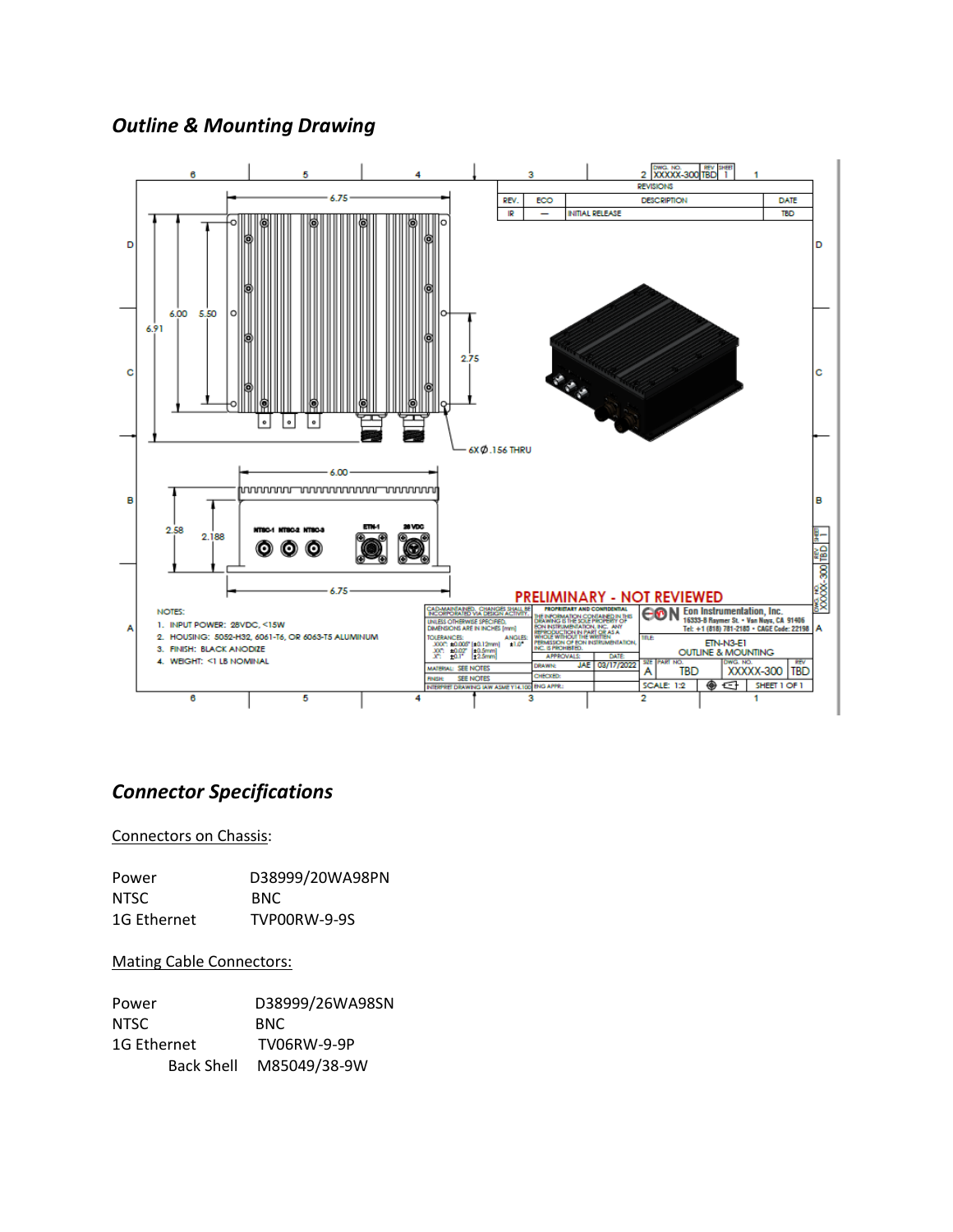### *Outline & Mounting Drawing*

PRELIMINARY - NOT REVIEWED

NOTES:

1. INPUT POWER: 28VDC, <15W
2. HOUSING: 5052-H32, 6061-T6, OR 6063-T5 ALUMINUM
3. FINISH: BLACK ANODIZE
4. WEIGHT: <1 LB NOMINAL

6.75
6.00
5.50
6.91
2.75
6X Ø .156 THRU
6.00
2.58
2.188
6.75

NTSC-1 NTSC-2 NTSC-3 ETN-1 28 VDC

| REV. | ECO | DESCRIPTION | DATE |
|---|---|---|---|
| IR | — | INITIAL RELEASE | TBD |

Eon Instrumentation, Inc.
16333-B Raymer St. • Van Nuys, CA 91406
Tel: +1 (818) 781-2180 • CAGE Code: 22198

TITLE: ETN-N3-E1 OUTLINE & MOUNTING

SIZE: A PART NO. TBD DWG. NO. XXXXX-300 REV TBD

SCALE: 1:2 SHEET 1 OF 1

DRAWN: JAE 03/17/2022

### *Connector Specifications*

Connectors on Chassis:

| | |
|---|---|
| Power | D38999/20WA98PN |
| NTSC | BNC |
| 1G Ethernet | TVP00RW-9-9S |

Mating Cable Connectors:

| | |
|---|---|
| Power | D38999/26WA98SN |
| NTSC | BNC |
| 1G Ethernet | TV06RW-9-9P |
| Back Shell | M85049/38-9W |